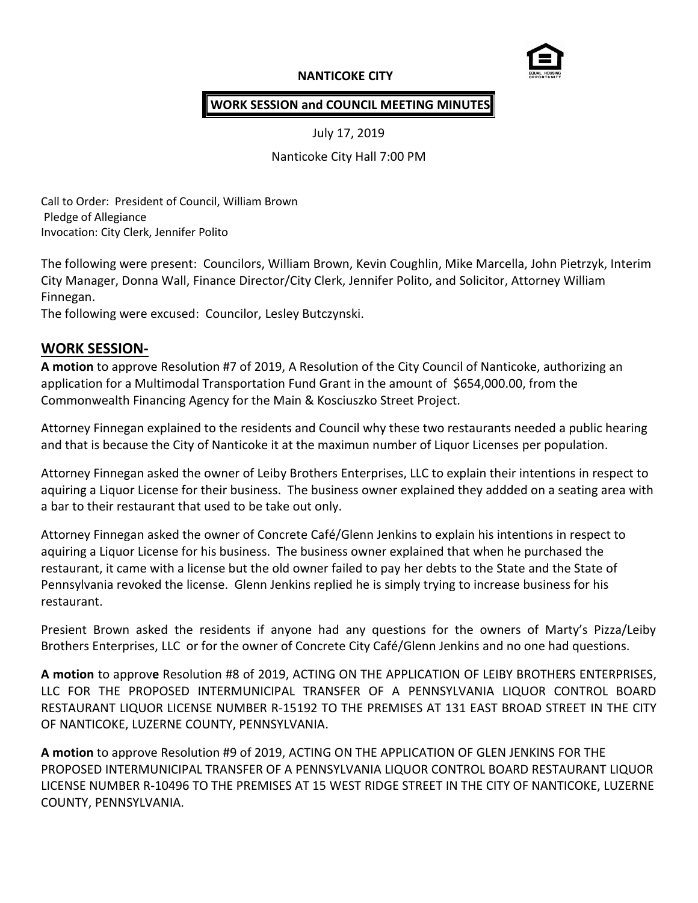**NANTICOKE CITY**

**WORK SESSION and COUNCIL MEETING MINUTES**

July 17, 2019

Nanticoke City Hall 7:00 PM

Call to Order: President of Council, William Brown
Pledge of Allegiance
Invocation: City Clerk, Jennifer Polito

The following were present: Councilors, William Brown, Kevin Coughlin, Mike Marcella, John Pietrzyk, Interim City Manager, Donna Wall, Finance Director/City Clerk, Jennifer Polito, and Solicitor, Attorney William Finnegan.
The following were excused: Councilor, Lesley Butczynski.

## WORK SESSION-

**A motion** to approve Resolution #7 of 2019, A Resolution of the City Council of Nanticoke, authorizing an application for a Multimodal Transportation Fund Grant in the amount of $654,000.00, from the Commonwealth Financing Agency for the Main & Kosciuszko Street Project.

Attorney Finnegan explained to the residents and Council why these two restaurants needed a public hearing and that is because the City of Nanticoke it at the maximun number of Liquor Licenses per population.

Attorney Finnegan asked the owner of Leiby Brothers Enterprises, LLC to explain their intentions in respect to aquiring a Liquor License for their business. The business owner explained they addded on a seating area with a bar to their restaurant that used to be take out only.

Attorney Finnegan asked the owner of Concrete Café/Glenn Jenkins to explain his intentions in respect to aquiring a Liquor License for his business. The business owner explained that when he purchased the restaurant, it came with a license but the old owner failed to pay her debts to the State and the State of Pennsylvania revoked the license. Glenn Jenkins replied he is simply trying to increase business for his restaurant.

Presient Brown asked the residents if anyone had any questions for the owners of Marty's Pizza/Leiby Brothers Enterprises, LLC or for the owner of Concrete City Café/Glenn Jenkins and no one had questions.

**A motion** to approv**e** Resolution #8 of 2019, ACTING ON THE APPLICATION OF LEIBY BROTHERS ENTERPRISES, LLC FOR THE PROPOSED INTERMUNICIPAL TRANSFER OF A PENNSYLVANIA LIQUOR CONTROL BOARD RESTAURANT LIQUOR LICENSE NUMBER R-15192 TO THE PREMISES AT 131 EAST BROAD STREET IN THE CITY OF NANTICOKE, LUZERNE COUNTY, PENNSYLVANIA.

**A motion** to approve Resolution #9 of 2019, ACTING ON THE APPLICATION OF GLEN JENKINS FOR THE PROPOSED INTERMUNICIPAL TRANSFER OF A PENNSYLVANIA LIQUOR CONTROL BOARD RESTAURANT LIQUOR LICENSE NUMBER R-10496 TO THE PREMISES AT 15 WEST RIDGE STREET IN THE CITY OF NANTICOKE, LUZERNE COUNTY, PENNSYLVANIA.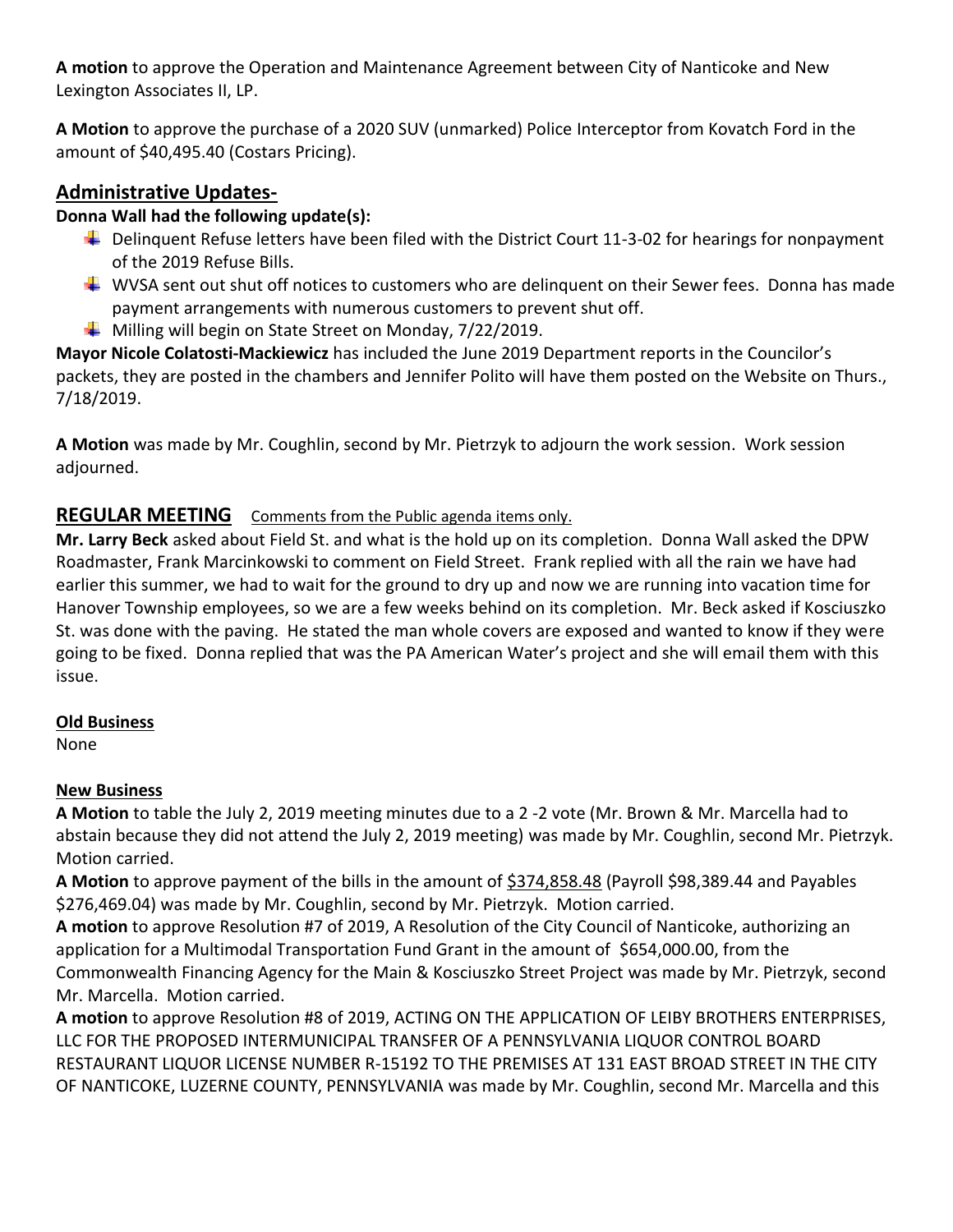**A motion** to approve the Operation and Maintenance Agreement between City of Nanticoke and New Lexington Associates II, LP.

**A Motion** to approve the purchase of a 2020 SUV (unmarked) Police Interceptor from Kovatch Ford in the amount of $40,495.40 (Costars Pricing).

## Administrative Updates-

**Donna Wall had the following update(s):**

- Delinquent Refuse letters have been filed with the District Court 11-3-02 for hearings for nonpayment of the 2019 Refuse Bills.
- WVSA sent out shut off notices to customers who are delinquent on their Sewer fees. Donna has made payment arrangements with numerous customers to prevent shut off.
- Milling will begin on State Street on Monday, 7/22/2019.

**Mayor Nicole Colatosti-Mackiewicz** has included the June 2019 Department reports in the Councilor's packets, they are posted in the chambers and Jennifer Polito will have them posted on the Website on Thurs., 7/18/2019.

**A Motion** was made by Mr. Coughlin, second by Mr. Pietrzyk to adjourn the work session. Work session adjourned.

## REGULAR MEETING <u>Comments from the Public agenda items only.</u>

**Mr. Larry Beck** asked about Field St. and what is the hold up on its completion. Donna Wall asked the DPW Roadmaster, Frank Marcinkowski to comment on Field Street. Frank replied with all the rain we have had earlier this summer, we had to wait for the ground to dry up and now we are running into vacation time for Hanover Township employees, so we are a few weeks behind on its completion. Mr. Beck asked if Kosciuszko St. was done with the paving. He stated the man whole covers are exposed and wanted to know if they were going to be fixed. Donna replied that was the PA American Water's project and she will email them with this issue.

**Old Business**

None

**New Business**

**A Motion** to table the July 2, 2019 meeting minutes due to a 2 -2 vote (Mr. Brown & Mr. Marcella had to abstain because they did not attend the July 2, 2019 meeting) was made by Mr. Coughlin, second Mr. Pietrzyk. Motion carried.

**A Motion** to approve payment of the bills in the amount of <u>$374,858.48</u> (Payroll $98,389.44 and Payables $276,469.04) was made by Mr. Coughlin, second by Mr. Pietrzyk. Motion carried.

**A motion** to approve Resolution #7 of 2019, A Resolution of the City Council of Nanticoke, authorizing an application for a Multimodal Transportation Fund Grant in the amount of $654,000.00, from the Commonwealth Financing Agency for the Main & Kosciuszko Street Project was made by Mr. Pietrzyk, second Mr. Marcella. Motion carried.

**A motion** to approve Resolution #8 of 2019, ACTING ON THE APPLICATION OF LEIBY BROTHERS ENTERPRISES, LLC FOR THE PROPOSED INTERMUNICIPAL TRANSFER OF A PENNSYLVANIA LIQUOR CONTROL BOARD RESTAURANT LIQUOR LICENSE NUMBER R-15192 TO THE PREMISES AT 131 EAST BROAD STREET IN THE CITY OF NANTICOKE, LUZERNE COUNTY, PENNSYLVANIA was made by Mr. Coughlin, second Mr. Marcella and this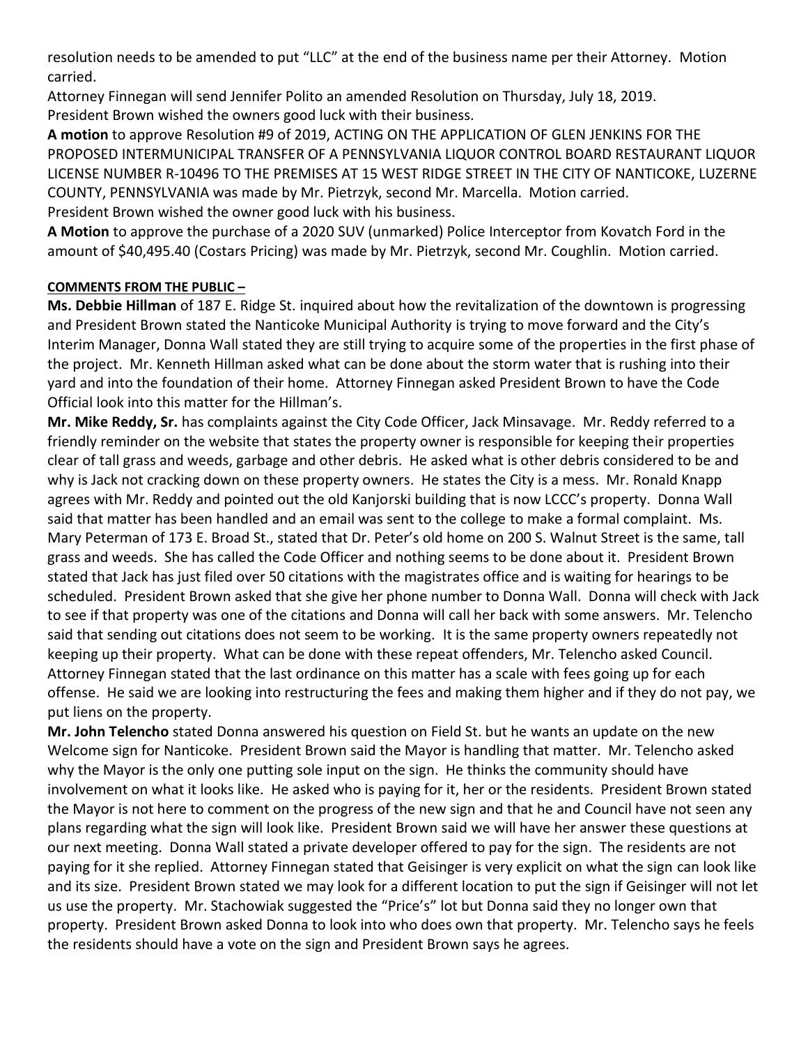resolution needs to be amended to put "LLC" at the end of the business name per their Attorney. Motion carried.

Attorney Finnegan will send Jennifer Polito an amended Resolution on Thursday, July 18, 2019.

President Brown wished the owners good luck with their business.

**A motion** to approve Resolution #9 of 2019, ACTING ON THE APPLICATION OF GLEN JENKINS FOR THE PROPOSED INTERMUNICIPAL TRANSFER OF A PENNSYLVANIA LIQUOR CONTROL BOARD RESTAURANT LIQUOR LICENSE NUMBER R-10496 TO THE PREMISES AT 15 WEST RIDGE STREET IN THE CITY OF NANTICOKE, LUZERNE COUNTY, PENNSYLVANIA was made by Mr. Pietrzyk, second Mr. Marcella. Motion carried.

President Brown wished the owner good luck with his business.

**A Motion** to approve the purchase of a 2020 SUV (unmarked) Police Interceptor from Kovatch Ford in the amount of $40,495.40 (Costars Pricing) was made by Mr. Pietrzyk, second Mr. Coughlin. Motion carried.

**COMMENTS FROM THE PUBLIC –**

**Ms. Debbie Hillman** of 187 E. Ridge St. inquired about how the revitalization of the downtown is progressing and President Brown stated the Nanticoke Municipal Authority is trying to move forward and the City's Interim Manager, Donna Wall stated they are still trying to acquire some of the properties in the first phase of the project. Mr. Kenneth Hillman asked what can be done about the storm water that is rushing into their yard and into the foundation of their home. Attorney Finnegan asked President Brown to have the Code Official look into this matter for the Hillman's.

**Mr. Mike Reddy, Sr.** has complaints against the City Code Officer, Jack Minsavage. Mr. Reddy referred to a friendly reminder on the website that states the property owner is responsible for keeping their properties clear of tall grass and weeds, garbage and other debris. He asked what is other debris considered to be and why is Jack not cracking down on these property owners. He states the City is a mess. Mr. Ronald Knapp agrees with Mr. Reddy and pointed out the old Kanjorski building that is now LCCC's property. Donna Wall said that matter has been handled and an email was sent to the college to make a formal complaint. Ms. Mary Peterman of 173 E. Broad St., stated that Dr. Peter's old home on 200 S. Walnut Street is the same, tall grass and weeds. She has called the Code Officer and nothing seems to be done about it. President Brown stated that Jack has just filed over 50 citations with the magistrates office and is waiting for hearings to be scheduled. President Brown asked that she give her phone number to Donna Wall. Donna will check with Jack to see if that property was one of the citations and Donna will call her back with some answers. Mr. Telencho said that sending out citations does not seem to be working. It is the same property owners repeatedly not keeping up their property. What can be done with these repeat offenders, Mr. Telencho asked Council. Attorney Finnegan stated that the last ordinance on this matter has a scale with fees going up for each offense. He said we are looking into restructuring the fees and making them higher and if they do not pay, we put liens on the property.

**Mr. John Telencho** stated Donna answered his question on Field St. but he wants an update on the new Welcome sign for Nanticoke. President Brown said the Mayor is handling that matter. Mr. Telencho asked why the Mayor is the only one putting sole input on the sign. He thinks the community should have involvement on what it looks like. He asked who is paying for it, her or the residents. President Brown stated the Mayor is not here to comment on the progress of the new sign and that he and Council have not seen any plans regarding what the sign will look like. President Brown said we will have her answer these questions at our next meeting. Donna Wall stated a private developer offered to pay for the sign. The residents are not paying for it she replied. Attorney Finnegan stated that Geisinger is very explicit on what the sign can look like and its size. President Brown stated we may look for a different location to put the sign if Geisinger will not let us use the property. Mr. Stachowiak suggested the "Price's" lot but Donna said they no longer own that property. President Brown asked Donna to look into who does own that property. Mr. Telencho says he feels the residents should have a vote on the sign and President Brown says he agrees.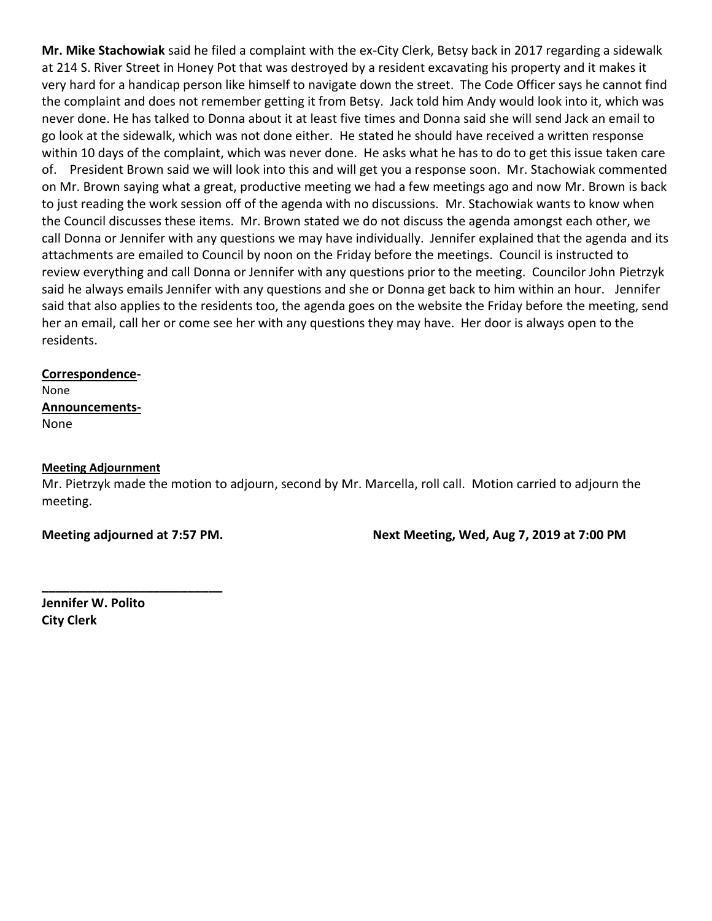**Mr. Mike Stachowiak** said he filed a complaint with the ex-City Clerk, Betsy back in 2017 regarding a sidewalk at 214 S. River Street in Honey Pot that was destroyed by a resident excavating his property and it makes it very hard for a handicap person like himself to navigate down the street. The Code Officer says he cannot find the complaint and does not remember getting it from Betsy. Jack told him Andy would look into it, which was never done. He has talked to Donna about it at least five times and Donna said she will send Jack an email to go look at the sidewalk, which was not done either. He stated he should have received a written response within 10 days of the complaint, which was never done. He asks what he has to do to get this issue taken care of. President Brown said we will look into this and will get you a response soon. Mr. Stachowiak commented on Mr. Brown saying what a great, productive meeting we had a few meetings ago and now Mr. Brown is back to just reading the work session off of the agenda with no discussions. Mr. Stachowiak wants to know when the Council discusses these items. Mr. Brown stated we do not discuss the agenda amongst each other, we call Donna or Jennifer with any questions we may have individually. Jennifer explained that the agenda and its attachments are emailed to Council by noon on the Friday before the meetings. Council is instructed to review everything and call Donna or Jennifer with any questions prior to the meeting. Councilor John Pietrzyk said he always emails Jennifer with any questions and she or Donna get back to him within an hour. Jennifer said that also applies to the residents too, the agenda goes on the website the Friday before the meeting, send her an email, call her or come see her with any questions they may have. Her door is always open to the residents.

**Correspondence-**

None

**Announcements-**

None

**Meeting Adjournment**

Mr. Pietrzyk made the motion to adjourn, second by Mr. Marcella, roll call. Motion carried to adjourn the meeting.

**Meeting adjourned at 7:57 PM.** **Next Meeting, Wed, Aug 7, 2019 at 7:00 PM**

\_\_\_\_\_\_\_\_\_\_\_\_\_\_\_\_\_\_\_\_\_\_\_\_\_\_

**Jennifer W. Polito**
**City Clerk**